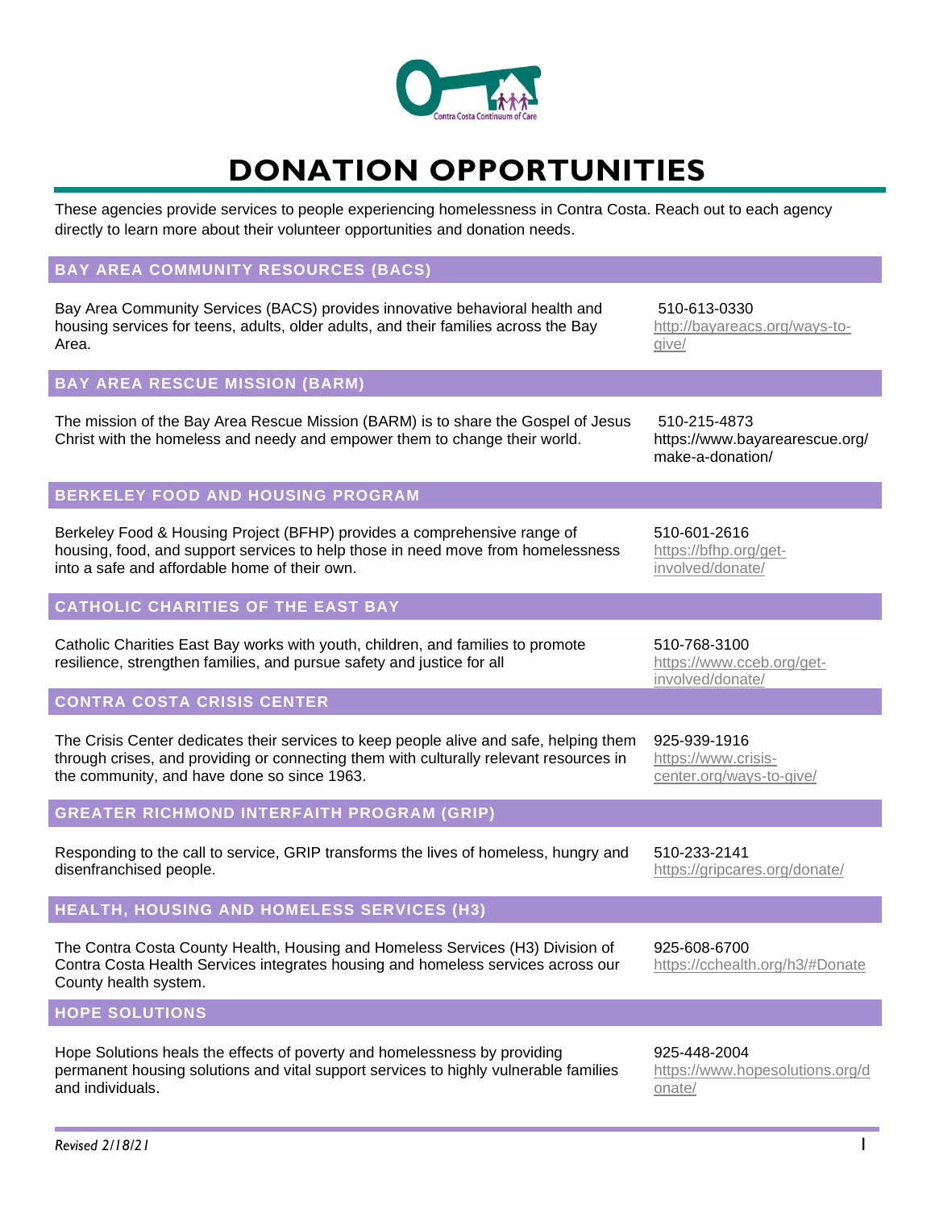# DONATION OPPORTUNITIES

These agencies provide services to people experiencing homelessness in Contra Costa. Reach out to each agency directly to learn more about their volunteer opportunities and donation needs.

## BAY AREA COMMUNITY RESOURCES (BACS)

Bay Area Community Services (BACS) provides innovative behavioral health and housing services for teens, adults, older adults, and their families across the Bay Area.

510-613-0330
http://bayareacs.org/ways-to-give/

## BAY AREA RESCUE MISSION (BARM)

The mission of the Bay Area Rescue Mission (BARM) is to share the Gospel of Jesus Christ with the homeless and needy and empower them to change their world.

510-215-4873
https://www.bayarearescue.org/make-a-donation/

## BERKELEY FOOD AND HOUSING PROGRAM

Berkeley Food & Housing Project (BFHP) provides a comprehensive range of housing, food, and support services to help those in need move from homelessness into a safe and affordable home of their own.

510-601-2616
https://bfhp.org/get-involved/donate/

## CATHOLIC CHARITIES OF THE EAST BAY

Catholic Charities East Bay works with youth, children, and families to promote resilience, strengthen families, and pursue safety and justice for all

510-768-3100
https://www.cceb.org/get-involved/donate/

## CONTRA COSTA CRISIS CENTER

The Crisis Center dedicates their services to keep people alive and safe, helping them through crises, and providing or connecting them with culturally relevant resources in the community, and have done so since 1963.

925-939-1916
https://www.crisis-center.org/ways-to-give/

## GREATER RICHMOND INTERFAITH PROGRAM (GRIP)

Responding to the call to service, GRIP transforms the lives of homeless, hungry and disenfranchised people.

510-233-2141
https://gripcares.org/donate/

## HEALTH, HOUSING AND HOMELESS SERVICES (H3)

The Contra Costa County Health, Housing and Homeless Services (H3) Division of Contra Costa Health Services integrates housing and homeless services across our County health system.

925-608-6700
https://cchealth.org/h3/#Donate

## HOPE SOLUTIONS

Hope Solutions heals the effects of poverty and homelessness by providing permanent housing solutions and vital support services to highly vulnerable families and individuals.

925-448-2004
https://www.hopesolutions.org/donate/

*Revised 2/18/21*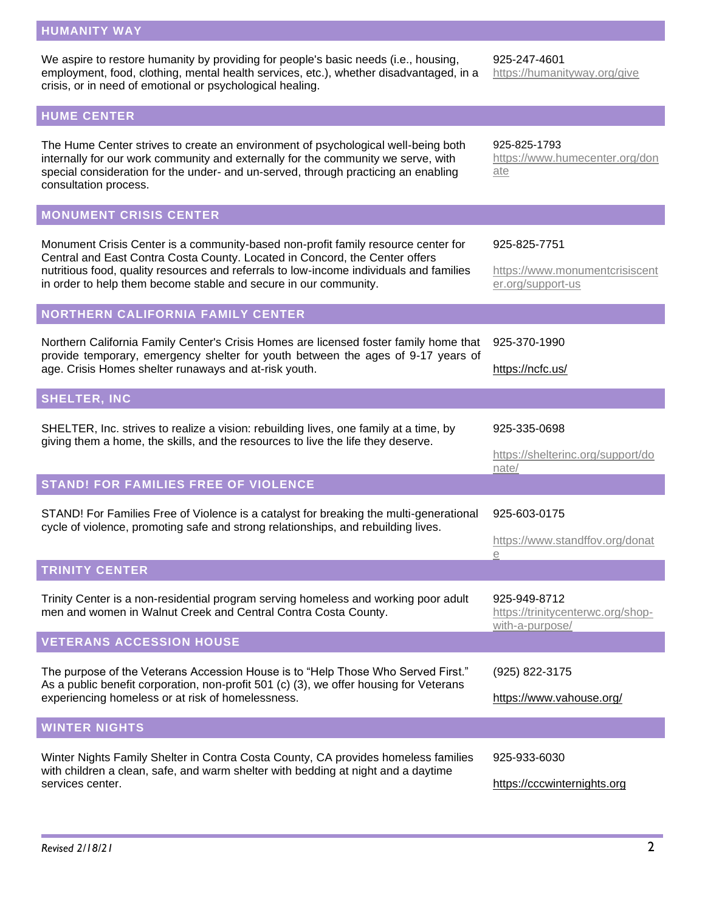## HUMANITY WAY

We aspire to restore humanity by providing for people's basic needs (i.e., housing, employment, food, clothing, mental health services, etc.), whether disadvantaged, in a crisis, or in need of emotional or psychological healing.

925-247-4601
https://humanityway.org/give

## HUME CENTER

The Hume Center strives to create an environment of psychological well-being both internally for our work community and externally for the community we serve, with special consideration for the under- and un-served, through practicing an enabling consultation process.

925-825-1793
https://www.humecenter.org/donate

## MONUMENT CRISIS CENTER

Monument Crisis Center is a community-based non-profit family resource center for Central and East Contra Costa County. Located in Concord, the Center offers nutritious food, quality resources and referrals to low-income individuals and families in order to help them become stable and secure in our community.

925-825-7751

https://www.monumentcrisiscenter.org/support-us

## NORTHERN CALIFORNIA FAMILY CENTER

Northern California Family Center's Crisis Homes are licensed foster family home that provide temporary, emergency shelter for youth between the ages of 9-17 years of age. Crisis Homes shelter runaways and at-risk youth.

925-370-1990

https://ncfc.us/

## SHELTER, INC

SHELTER, Inc. strives to realize a vision: rebuilding lives, one family at a time, by giving them a home, the skills, and the resources to live the life they deserve.

925-335-0698

https://shelterinc.org/support/donate/

## STAND! FOR FAMILIES FREE OF VIOLENCE

STAND! For Families Free of Violence is a catalyst for breaking the multi-generational cycle of violence, promoting safe and strong relationships, and rebuilding lives.

925-603-0175

https://www.standffov.org/donate

## TRINITY CENTER

Trinity Center is a non-residential program serving homeless and working poor adult men and women in Walnut Creek and Central Contra Costa County.

925-949-8712
https://trinitycenterwc.org/shop-with-a-purpose/

## VETERANS ACCESSION HOUSE

The purpose of the Veterans Accession House is to "Help Those Who Served First." As a public benefit corporation, non-profit 501 (c) (3), we offer housing for Veterans experiencing homeless or at risk of homelessness.

(925) 822-3175

https://www.vahouse.org/

## WINTER NIGHTS

Winter Nights Family Shelter in Contra Costa County, CA provides homeless families with children a clean, safe, and warm shelter with bedding at night and a daytime services center.

925-933-6030

https://cccwinternights.org

*Revised 2/18/21*